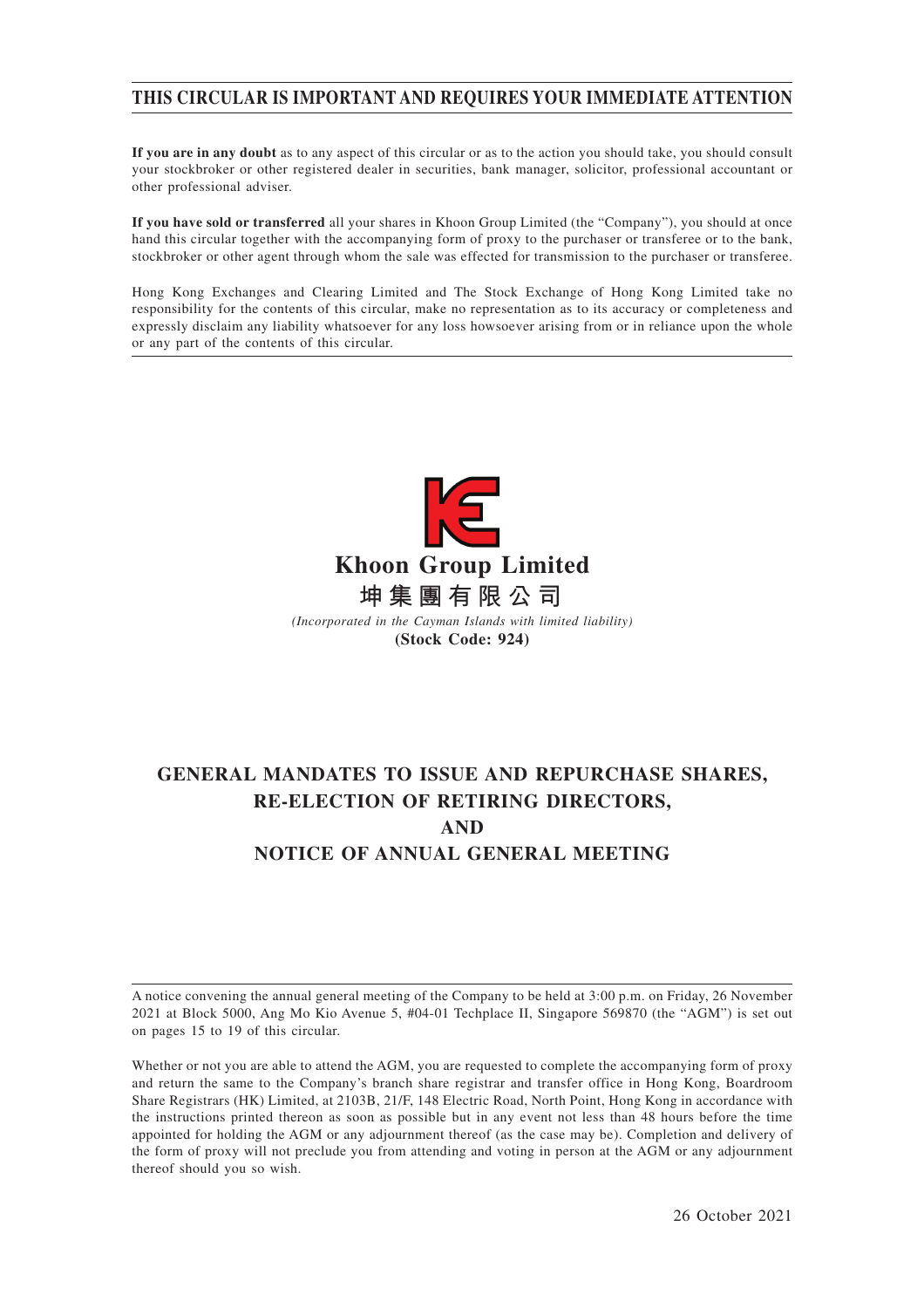**THIS CIRCULAR IS IMPORTANT AND REQUIRES YOUR IMMEDIATE ATTENTION**

**If you are in any doubt** as to any aspect of this circular or as to the action you should take, you should consult your stockbroker or other registered dealer in securities, bank manager, solicitor, professional accountant or other professional adviser.

**If you have sold or transferred** all your shares in Khoon Group Limited (the "Company"), you should at once hand this circular together with the accompanying form of proxy to the purchaser or transferee or to the bank, stockbroker or other agent through whom the sale was effected for transmission to the purchaser or transferee.

Hong Kong Exchanges and Clearing Limited and The Stock Exchange of Hong Kong Limited take no responsibility for the contents of this circular, make no representation as to its accuracy or completeness and expressly disclaim any liability whatsoever for any loss howsoever arising from or in reliance upon the whole or any part of the contents of this circular.

**Khoon Group Limited**

**坤集團有限公司**

*(Incorporated in the Cayman Islands with limited liability)*

**(Stock Code: 924)**

# GENERAL MANDATES TO ISSUE AND REPURCHASE SHARES, RE-ELECTION OF RETIRING DIRECTORS, AND NOTICE OF ANNUAL GENERAL MEETING

A notice convening the annual general meeting of the Company to be held at 3:00 p.m. on Friday, 26 November 2021 at Block 5000, Ang Mo Kio Avenue 5, #04-01 Techplace II, Singapore 569870 (the "AGM") is set out on pages 15 to 19 of this circular.

Whether or not you are able to attend the AGM, you are requested to complete the accompanying form of proxy and return the same to the Company's branch share registrar and transfer office in Hong Kong, Boardroom Share Registrars (HK) Limited, at 2103B, 21/F, 148 Electric Road, North Point, Hong Kong in accordance with the instructions printed thereon as soon as possible but in any event not less than 48 hours before the time appointed for holding the AGM or any adjournment thereof (as the case may be). Completion and delivery of the form of proxy will not preclude you from attending and voting in person at the AGM or any adjournment thereof should you so wish.

26 October 2021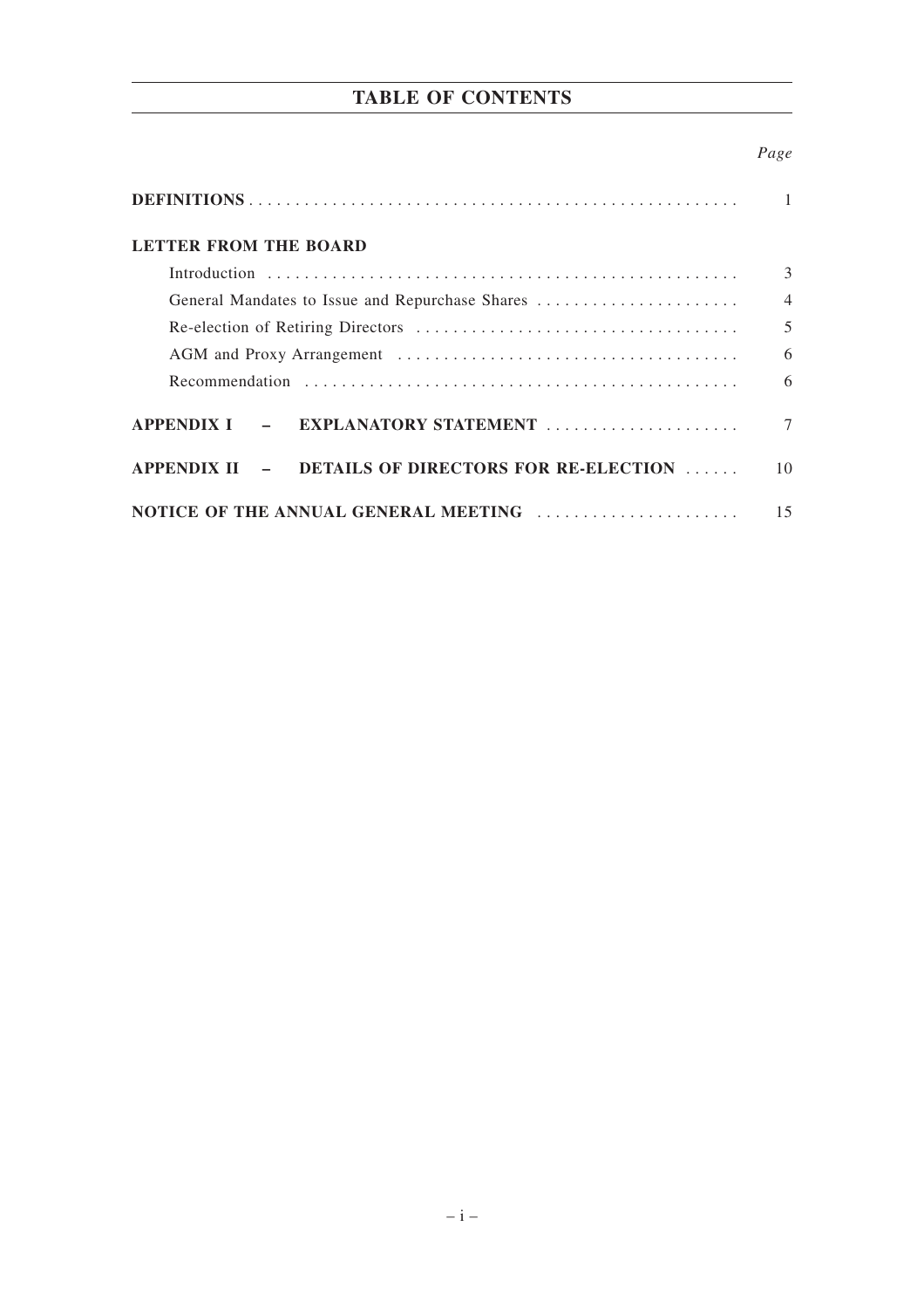# TABLE OF CONTENTS

| | *Page* |
|---|---|
| **DEFINITIONS** | 1 |
| **LETTER FROM THE BOARD** | |
| Introduction | 3 |
| General Mandates to Issue and Repurchase Shares | 4 |
| Re-election of Retiring Directors | 5 |
| AGM and Proxy Arrangement | 6 |
| Recommendation | 6 |
| **APPENDIX I – EXPLANATORY STATEMENT** | 7 |
| **APPENDIX II – DETAILS OF DIRECTORS FOR RE-ELECTION** | 10 |
| **NOTICE OF THE ANNUAL GENERAL MEETING** | 15 |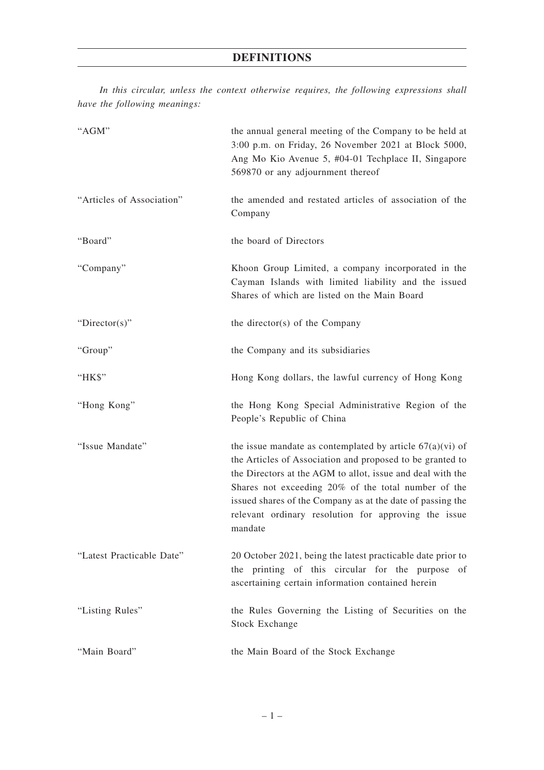# DEFINITIONS

*In this circular, unless the context otherwise requires, the following expressions shall have the following meanings:*

| | |
|---|---|
| "AGM" | the annual general meeting of the Company to be held at 3:00 p.m. on Friday, 26 November 2021 at Block 5000, Ang Mo Kio Avenue 5, #04-01 Techplace II, Singapore 569870 or any adjournment thereof |
| "Articles of Association" | the amended and restated articles of association of the Company |
| "Board" | the board of Directors |
| "Company" | Khoon Group Limited, a company incorporated in the Cayman Islands with limited liability and the issued Shares of which are listed on the Main Board |
| "Director(s)" | the director(s) of the Company |
| "Group" | the Company and its subsidiaries |
| "HK$" | Hong Kong dollars, the lawful currency of Hong Kong |
| "Hong Kong" | the Hong Kong Special Administrative Region of the People's Republic of China |
| "Issue Mandate" | the issue mandate as contemplated by article 67(a)(vi) of the Articles of Association and proposed to be granted to the Directors at the AGM to allot, issue and deal with the Shares not exceeding 20% of the total number of the issued shares of the Company as at the date of passing the relevant ordinary resolution for approving the issue mandate |
| "Latest Practicable Date" | 20 October 2021, being the latest practicable date prior to the printing of this circular for the purpose of ascertaining certain information contained herein |
| "Listing Rules" | the Rules Governing the Listing of Securities on the Stock Exchange |
| "Main Board" | the Main Board of the Stock Exchange |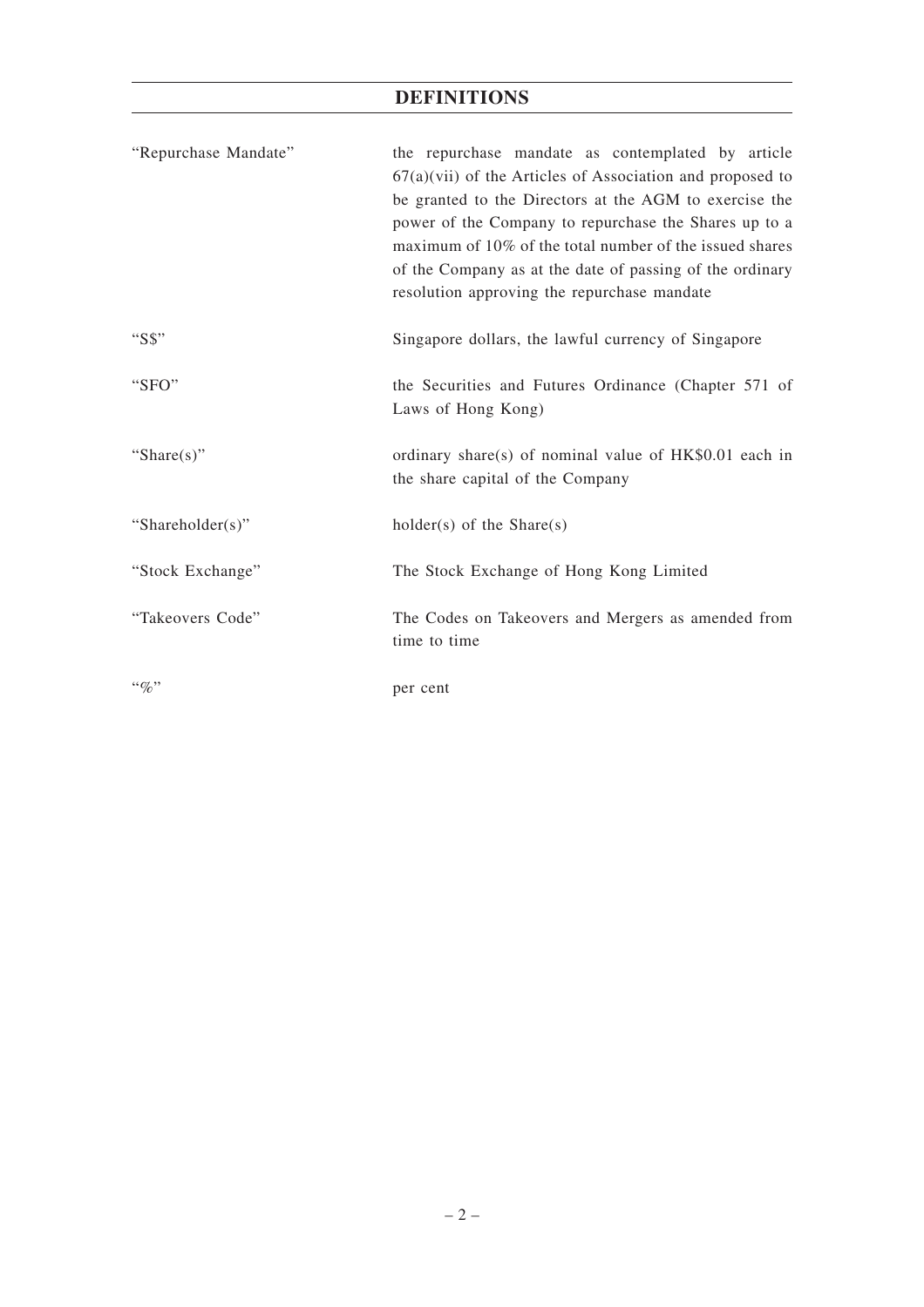# DEFINITIONS

| | |
|---|---|
| "Repurchase Mandate" | the repurchase mandate as contemplated by article 67(a)(vii) of the Articles of Association and proposed to be granted to the Directors at the AGM to exercise the power of the Company to repurchase the Shares up to a maximum of 10% of the total number of the issued shares of the Company as at the date of passing of the ordinary resolution approving the repurchase mandate |
| "S$" | Singapore dollars, the lawful currency of Singapore |
| "SFO" | the Securities and Futures Ordinance (Chapter 571 of Laws of Hong Kong) |
| "Share(s)" | ordinary share(s) of nominal value of HK$0.01 each in the share capital of the Company |
| "Shareholder(s)" | holder(s) of the Share(s) |
| "Stock Exchange" | The Stock Exchange of Hong Kong Limited |
| "Takeovers Code" | The Codes on Takeovers and Mergers as amended from time to time |
| "%" | per cent |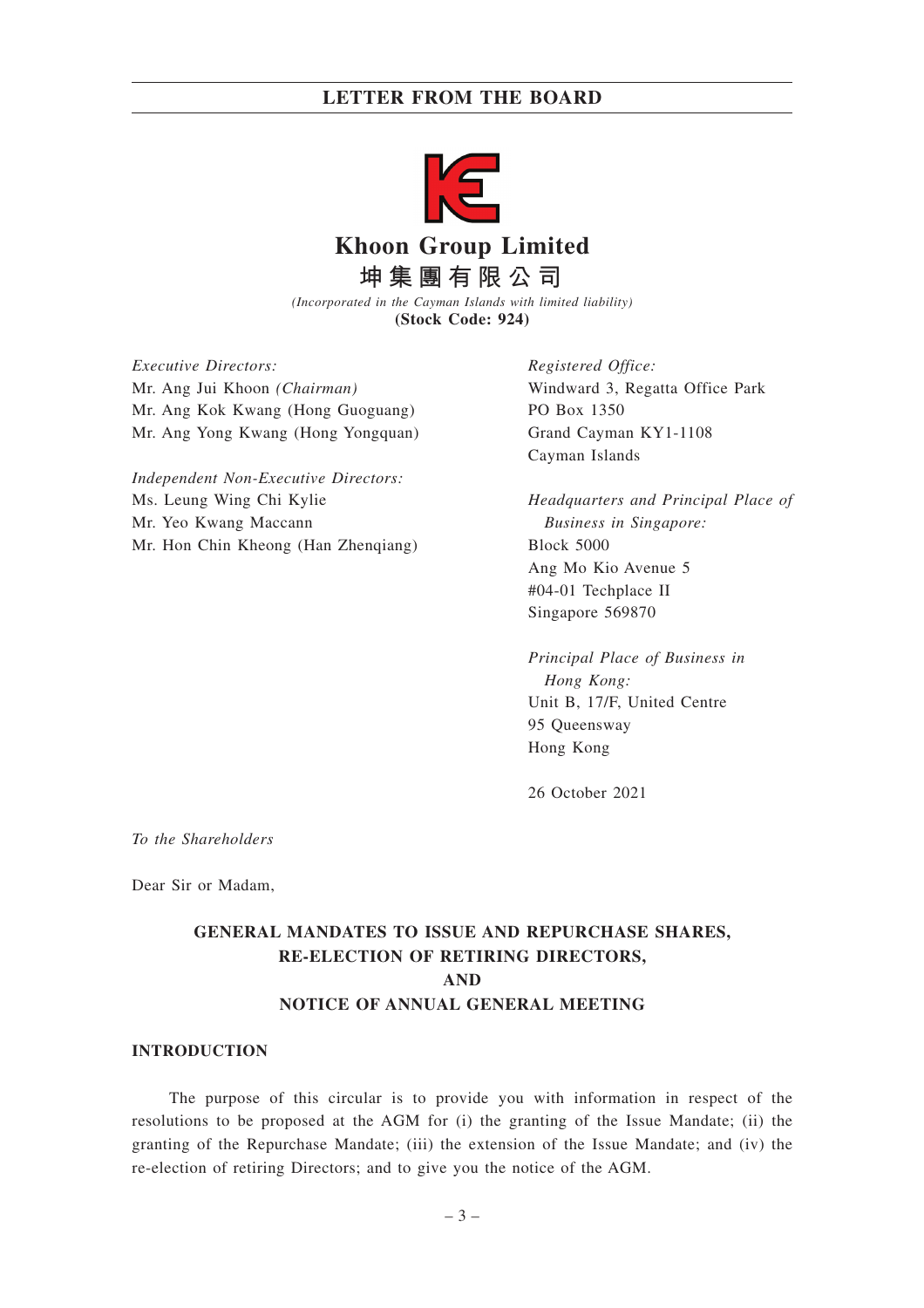# Khoon Group Limited

# 坤集團有限公司

*(Incorporated in the Cayman Islands with limited liability)*

**(Stock Code: 924)**

*Executive Directors:*
Mr. Ang Jui Khoon *(Chairman)*
Mr. Ang Kok Kwang (Hong Guoguang)
Mr. Ang Yong Kwang (Hong Yongquan)

*Independent Non-Executive Directors:*
Ms. Leung Wing Chi Kylie
Mr. Yeo Kwang Maccann
Mr. Hon Chin Kheong (Han Zhenqiang)

*Registered Office:*
Windward 3, Regatta Office Park
PO Box 1350
Grand Cayman KY1-1108
Cayman Islands

*Headquarters and Principal Place of Business in Singapore:*
Block 5000
Ang Mo Kio Avenue 5
#04-01 Techplace II
Singapore 569870

*Principal Place of Business in Hong Kong:*
Unit B, 17/F, United Centre
95 Queensway
Hong Kong

26 October 2021

*To the Shareholders*

Dear Sir or Madam,

## GENERAL MANDATES TO ISSUE AND REPURCHASE SHARES, RE-ELECTION OF RETIRING DIRECTORS, AND NOTICE OF ANNUAL GENERAL MEETING

### INTRODUCTION

The purpose of this circular is to provide you with information in respect of the resolutions to be proposed at the AGM for (i) the granting of the Issue Mandate; (ii) the granting of the Repurchase Mandate; (iii) the extension of the Issue Mandate; and (iv) the re-election of retiring Directors; and to give you the notice of the AGM.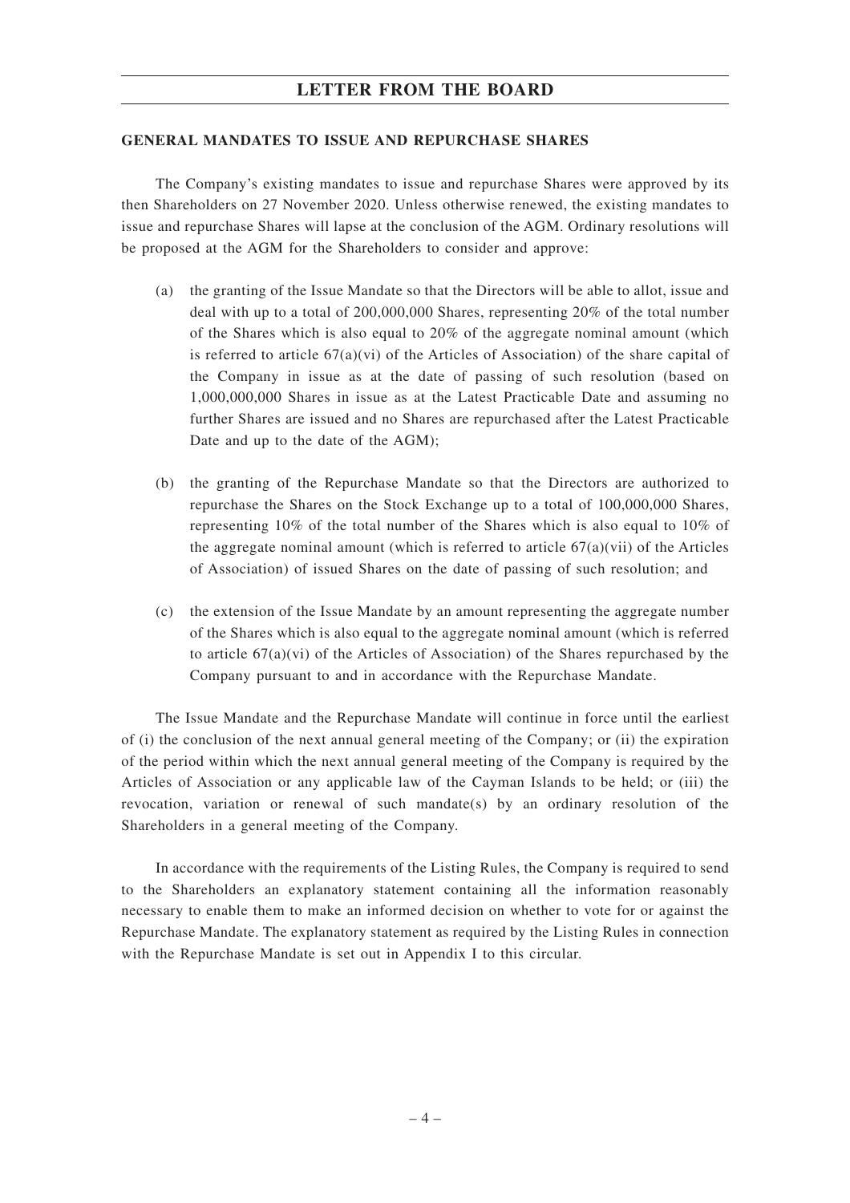## GENERAL MANDATES TO ISSUE AND REPURCHASE SHARES

The Company's existing mandates to issue and repurchase Shares were approved by its then Shareholders on 27 November 2020. Unless otherwise renewed, the existing mandates to issue and repurchase Shares will lapse at the conclusion of the AGM. Ordinary resolutions will be proposed at the AGM for the Shareholders to consider and approve:

(a) the granting of the Issue Mandate so that the Directors will be able to allot, issue and deal with up to a total of 200,000,000 Shares, representing 20% of the total number of the Shares which is also equal to 20% of the aggregate nominal amount (which is referred to article 67(a)(vi) of the Articles of Association) of the share capital of the Company in issue as at the date of passing of such resolution (based on 1,000,000,000 Shares in issue as at the Latest Practicable Date and assuming no further Shares are issued and no Shares are repurchased after the Latest Practicable Date and up to the date of the AGM);

(b) the granting of the Repurchase Mandate so that the Directors are authorized to repurchase the Shares on the Stock Exchange up to a total of 100,000,000 Shares, representing 10% of the total number of the Shares which is also equal to 10% of the aggregate nominal amount (which is referred to article 67(a)(vii) of the Articles of Association) of issued Shares on the date of passing of such resolution; and

(c) the extension of the Issue Mandate by an amount representing the aggregate number of the Shares which is also equal to the aggregate nominal amount (which is referred to article 67(a)(vi) of the Articles of Association) of the Shares repurchased by the Company pursuant to and in accordance with the Repurchase Mandate.

The Issue Mandate and the Repurchase Mandate will continue in force until the earliest of (i) the conclusion of the next annual general meeting of the Company; or (ii) the expiration of the period within which the next annual general meeting of the Company is required by the Articles of Association or any applicable law of the Cayman Islands to be held; or (iii) the revocation, variation or renewal of such mandate(s) by an ordinary resolution of the Shareholders in a general meeting of the Company.

In accordance with the requirements of the Listing Rules, the Company is required to send to the Shareholders an explanatory statement containing all the information reasonably necessary to enable them to make an informed decision on whether to vote for or against the Repurchase Mandate. The explanatory statement as required by the Listing Rules in connection with the Repurchase Mandate is set out in Appendix I to this circular.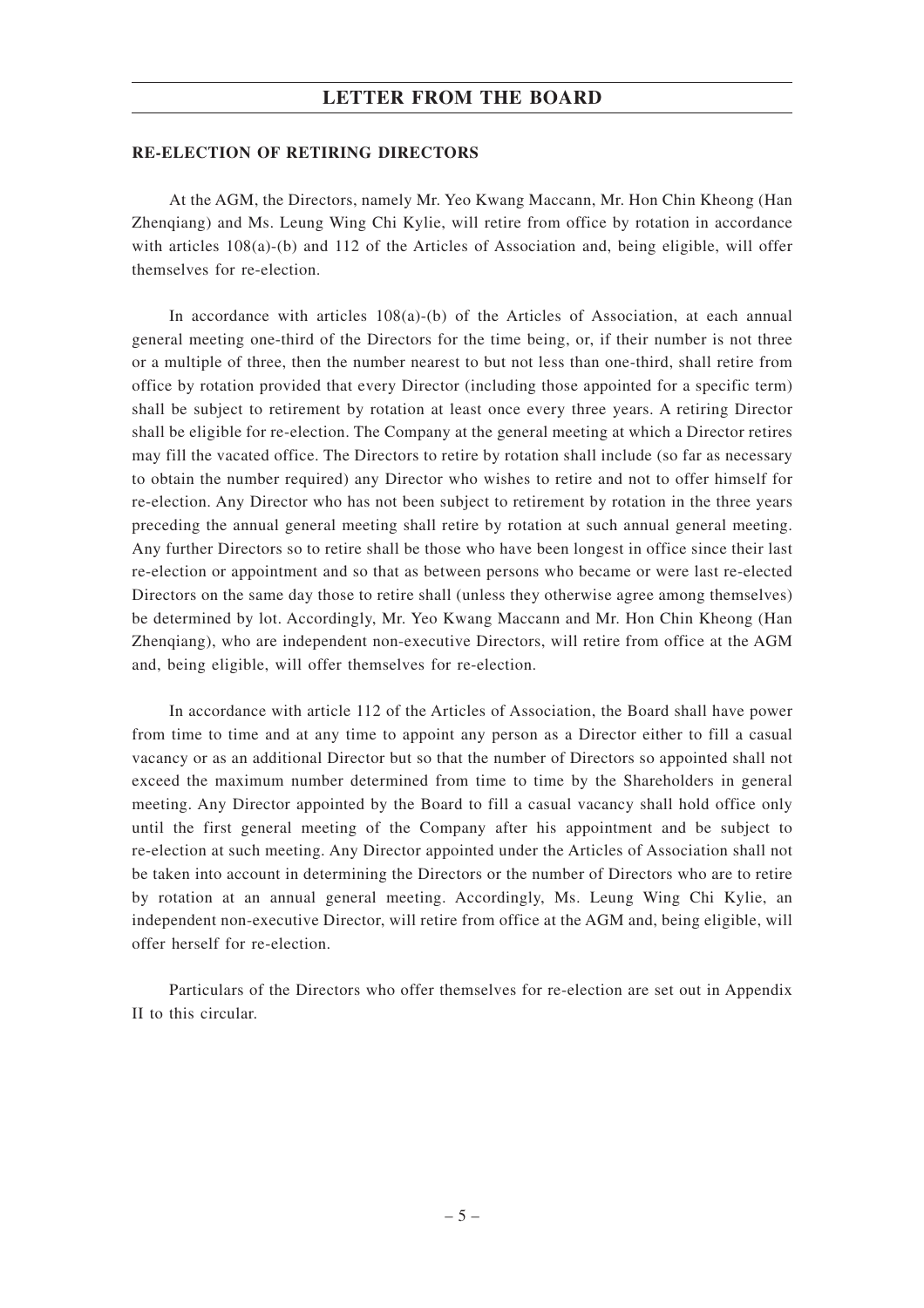## RE-ELECTION OF RETIRING DIRECTORS

At the AGM, the Directors, namely Mr. Yeo Kwang Maccann, Mr. Hon Chin Kheong (Han Zhenqiang) and Ms. Leung Wing Chi Kylie, will retire from office by rotation in accordance with articles 108(a)-(b) and 112 of the Articles of Association and, being eligible, will offer themselves for re-election.

In accordance with articles 108(a)-(b) of the Articles of Association, at each annual general meeting one-third of the Directors for the time being, or, if their number is not three or a multiple of three, then the number nearest to but not less than one-third, shall retire from office by rotation provided that every Director (including those appointed for a specific term) shall be subject to retirement by rotation at least once every three years. A retiring Director shall be eligible for re-election. The Company at the general meeting at which a Director retires may fill the vacated office. The Directors to retire by rotation shall include (so far as necessary to obtain the number required) any Director who wishes to retire and not to offer himself for re-election. Any Director who has not been subject to retirement by rotation in the three years preceding the annual general meeting shall retire by rotation at such annual general meeting. Any further Directors so to retire shall be those who have been longest in office since their last re-election or appointment and so that as between persons who became or were last re-elected Directors on the same day those to retire shall (unless they otherwise agree among themselves) be determined by lot. Accordingly, Mr. Yeo Kwang Maccann and Mr. Hon Chin Kheong (Han Zhenqiang), who are independent non-executive Directors, will retire from office at the AGM and, being eligible, will offer themselves for re-election.

In accordance with article 112 of the Articles of Association, the Board shall have power from time to time and at any time to appoint any person as a Director either to fill a casual vacancy or as an additional Director but so that the number of Directors so appointed shall not exceed the maximum number determined from time to time by the Shareholders in general meeting. Any Director appointed by the Board to fill a casual vacancy shall hold office only until the first general meeting of the Company after his appointment and be subject to re-election at such meeting. Any Director appointed under the Articles of Association shall not be taken into account in determining the Directors or the number of Directors who are to retire by rotation at an annual general meeting. Accordingly, Ms. Leung Wing Chi Kylie, an independent non-executive Director, will retire from office at the AGM and, being eligible, will offer herself for re-election.

Particulars of the Directors who offer themselves for re-election are set out in Appendix II to this circular.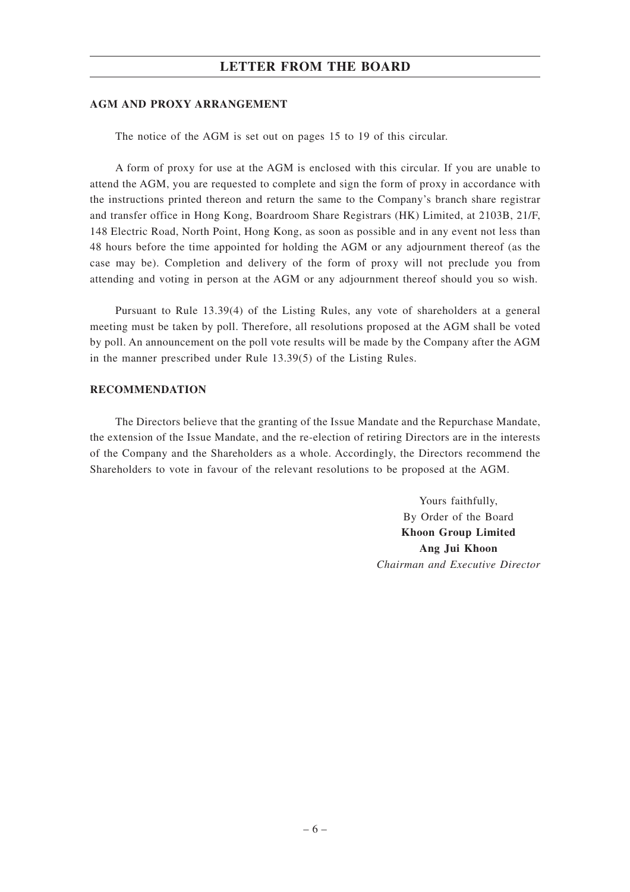## AGM AND PROXY ARRANGEMENT

The notice of the AGM is set out on pages 15 to 19 of this circular.

A form of proxy for use at the AGM is enclosed with this circular. If you are unable to attend the AGM, you are requested to complete and sign the form of proxy in accordance with the instructions printed thereon and return the same to the Company's branch share registrar and transfer office in Hong Kong, Boardroom Share Registrars (HK) Limited, at 2103B, 21/F, 148 Electric Road, North Point, Hong Kong, as soon as possible and in any event not less than 48 hours before the time appointed for holding the AGM or any adjournment thereof (as the case may be). Completion and delivery of the form of proxy will not preclude you from attending and voting in person at the AGM or any adjournment thereof should you so wish.

Pursuant to Rule 13.39(4) of the Listing Rules, any vote of shareholders at a general meeting must be taken by poll. Therefore, all resolutions proposed at the AGM shall be voted by poll. An announcement on the poll vote results will be made by the Company after the AGM in the manner prescribed under Rule 13.39(5) of the Listing Rules.

## RECOMMENDATION

The Directors believe that the granting of the Issue Mandate and the Repurchase Mandate, the extension of the Issue Mandate, and the re-election of retiring Directors are in the interests of the Company and the Shareholders as a whole. Accordingly, the Directors recommend the Shareholders to vote in favour of the relevant resolutions to be proposed at the AGM.

Yours faithfully,
By Order of the Board
**Khoon Group Limited**
**Ang Jui Khoon**
*Chairman and Executive Director*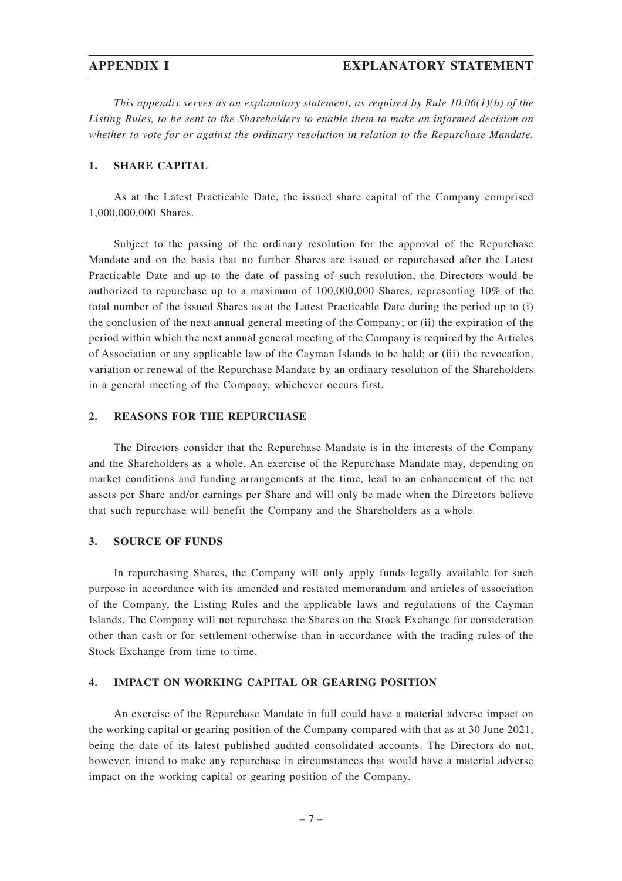# APPENDIX I EXPLANATORY STATEMENT

*This appendix serves as an explanatory statement, as required by Rule 10.06(1)(b) of the Listing Rules, to be sent to the Shareholders to enable them to make an informed decision on whether to vote for or against the ordinary resolution in relation to the Repurchase Mandate.*

## 1. SHARE CAPITAL

As at the Latest Practicable Date, the issued share capital of the Company comprised 1,000,000,000 Shares.

Subject to the passing of the ordinary resolution for the approval of the Repurchase Mandate and on the basis that no further Shares are issued or repurchased after the Latest Practicable Date and up to the date of passing of such resolution, the Directors would be authorized to repurchase up to a maximum of 100,000,000 Shares, representing 10% of the total number of the issued Shares as at the Latest Practicable Date during the period up to (i) the conclusion of the next annual general meeting of the Company; or (ii) the expiration of the period within which the next annual general meeting of the Company is required by the Articles of Association or any applicable law of the Cayman Islands to be held; or (iii) the revocation, variation or renewal of the Repurchase Mandate by an ordinary resolution of the Shareholders in a general meeting of the Company, whichever occurs first.

## 2. REASONS FOR THE REPURCHASE

The Directors consider that the Repurchase Mandate is in the interests of the Company and the Shareholders as a whole. An exercise of the Repurchase Mandate may, depending on market conditions and funding arrangements at the time, lead to an enhancement of the net assets per Share and/or earnings per Share and will only be made when the Directors believe that such repurchase will benefit the Company and the Shareholders as a whole.

## 3. SOURCE OF FUNDS

In repurchasing Shares, the Company will only apply funds legally available for such purpose in accordance with its amended and restated memorandum and articles of association of the Company, the Listing Rules and the applicable laws and regulations of the Cayman Islands. The Company will not repurchase the Shares on the Stock Exchange for consideration other than cash or for settlement otherwise than in accordance with the trading rules of the Stock Exchange from time to time.

## 4. IMPACT ON WORKING CAPITAL OR GEARING POSITION

An exercise of the Repurchase Mandate in full could have a material adverse impact on the working capital or gearing position of the Company compared with that as at 30 June 2021, being the date of its latest published audited consolidated accounts. The Directors do not, however, intend to make any repurchase in circumstances that would have a material adverse impact on the working capital or gearing position of the Company.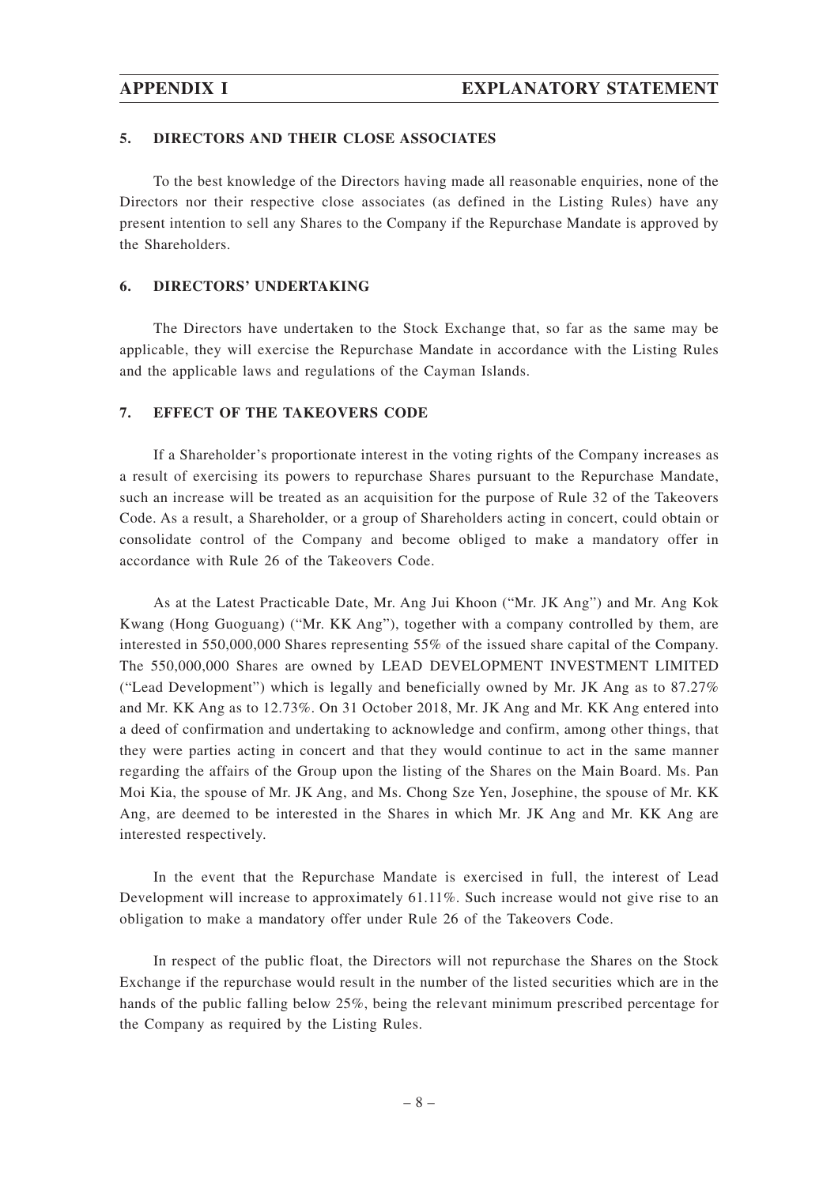### 5. DIRECTORS AND THEIR CLOSE ASSOCIATES

To the best knowledge of the Directors having made all reasonable enquiries, none of the Directors nor their respective close associates (as defined in the Listing Rules) have any present intention to sell any Shares to the Company if the Repurchase Mandate is approved by the Shareholders.

### 6. DIRECTORS' UNDERTAKING

The Directors have undertaken to the Stock Exchange that, so far as the same may be applicable, they will exercise the Repurchase Mandate in accordance with the Listing Rules and the applicable laws and regulations of the Cayman Islands.

### 7. EFFECT OF THE TAKEOVERS CODE

If a Shareholder's proportionate interest in the voting rights of the Company increases as a result of exercising its powers to repurchase Shares pursuant to the Repurchase Mandate, such an increase will be treated as an acquisition for the purpose of Rule 32 of the Takeovers Code. As a result, a Shareholder, or a group of Shareholders acting in concert, could obtain or consolidate control of the Company and become obliged to make a mandatory offer in accordance with Rule 26 of the Takeovers Code.

As at the Latest Practicable Date, Mr. Ang Jui Khoon ("Mr. JK Ang") and Mr. Ang Kok Kwang (Hong Guoguang) ("Mr. KK Ang"), together with a company controlled by them, are interested in 550,000,000 Shares representing 55% of the issued share capital of the Company. The 550,000,000 Shares are owned by LEAD DEVELOPMENT INVESTMENT LIMITED ("Lead Development") which is legally and beneficially owned by Mr. JK Ang as to 87.27% and Mr. KK Ang as to 12.73%. On 31 October 2018, Mr. JK Ang and Mr. KK Ang entered into a deed of confirmation and undertaking to acknowledge and confirm, among other things, that they were parties acting in concert and that they would continue to act in the same manner regarding the affairs of the Group upon the listing of the Shares on the Main Board. Ms. Pan Moi Kia, the spouse of Mr. JK Ang, and Ms. Chong Sze Yen, Josephine, the spouse of Mr. KK Ang, are deemed to be interested in the Shares in which Mr. JK Ang and Mr. KK Ang are interested respectively.

In the event that the Repurchase Mandate is exercised in full, the interest of Lead Development will increase to approximately 61.11%. Such increase would not give rise to an obligation to make a mandatory offer under Rule 26 of the Takeovers Code.

In respect of the public float, the Directors will not repurchase the Shares on the Stock Exchange if the repurchase would result in the number of the listed securities which are in the hands of the public falling below 25%, being the relevant minimum prescribed percentage for the Company as required by the Listing Rules.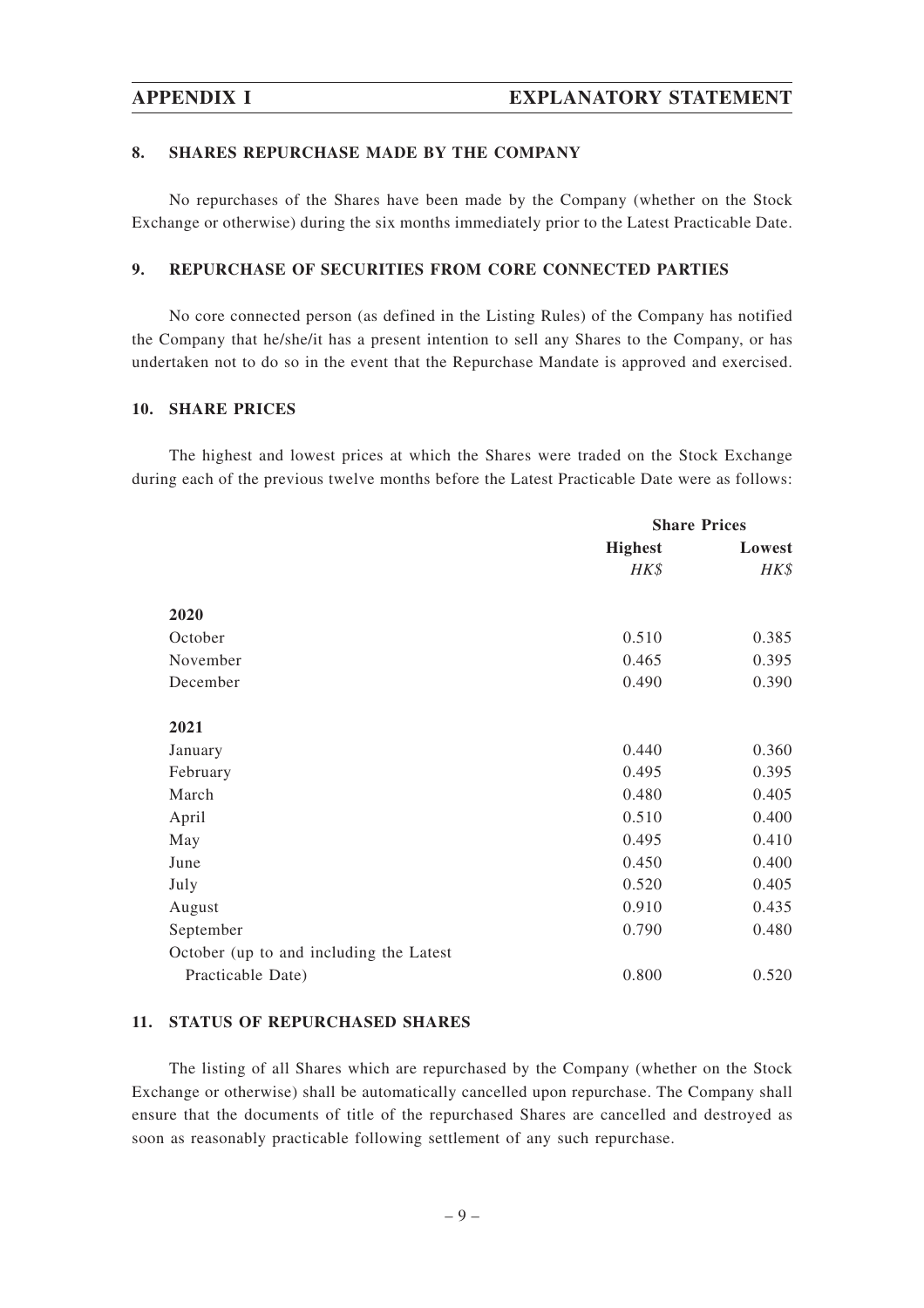## 8. SHARES REPURCHASE MADE BY THE COMPANY

No repurchases of the Shares have been made by the Company (whether on the Stock Exchange or otherwise) during the six months immediately prior to the Latest Practicable Date.

## 9. REPURCHASE OF SECURITIES FROM CORE CONNECTED PARTIES

No core connected person (as defined in the Listing Rules) of the Company has notified the Company that he/she/it has a present intention to sell any Shares to the Company, or has undertaken not to do so in the event that the Repurchase Mandate is approved and exercised.

## 10. SHARE PRICES

The highest and lowest prices at which the Shares were traded on the Stock Exchange during each of the previous twelve months before the Latest Practicable Date were as follows:

| | Share Prices | |
|---|---|---|
| | **Highest** | **Lowest** |
| | *HK$* | *HK$* |
| **2020** | | |
| October | 0.510 | 0.385 |
| November | 0.465 | 0.395 |
| December | 0.490 | 0.390 |
| **2021** | | |
| January | 0.440 | 0.360 |
| February | 0.495 | 0.395 |
| March | 0.480 | 0.405 |
| April | 0.510 | 0.400 |
| May | 0.495 | 0.410 |
| June | 0.450 | 0.400 |
| July | 0.520 | 0.405 |
| August | 0.910 | 0.435 |
| September | 0.790 | 0.480 |
| October (up to and including the Latest Practicable Date) | 0.800 | 0.520 |

## 11. STATUS OF REPURCHASED SHARES

The listing of all Shares which are repurchased by the Company (whether on the Stock Exchange or otherwise) shall be automatically cancelled upon repurchase. The Company shall ensure that the documents of title of the repurchased Shares are cancelled and destroyed as soon as reasonably practicable following settlement of any such repurchase.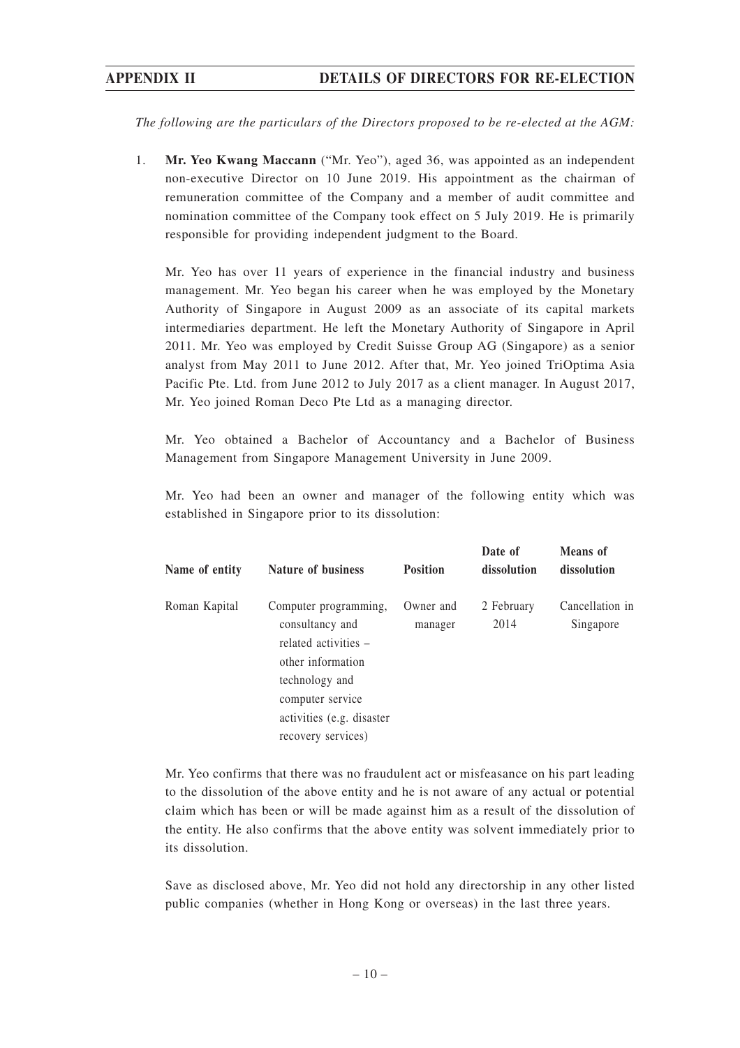# APPENDIX II DETAILS OF DIRECTORS FOR RE-ELECTION

*The following are the particulars of the Directors proposed to be re-elected at the AGM:*

1. **Mr. Yeo Kwang Maccann** ("Mr. Yeo"), aged 36, was appointed as an independent non-executive Director on 10 June 2019. His appointment as the chairman of remuneration committee of the Company and a member of audit committee and nomination committee of the Company took effect on 5 July 2019. He is primarily responsible for providing independent judgment to the Board.

   Mr. Yeo has over 11 years of experience in the financial industry and business management. Mr. Yeo began his career when he was employed by the Monetary Authority of Singapore in August 2009 as an associate of its capital markets intermediaries department. He left the Monetary Authority of Singapore in April 2011. Mr. Yeo was employed by Credit Suisse Group AG (Singapore) as a senior analyst from May 2011 to June 2012. After that, Mr. Yeo joined TriOptima Asia Pacific Pte. Ltd. from June 2012 to July 2017 as a client manager. In August 2017, Mr. Yeo joined Roman Deco Pte Ltd as a managing director.

   Mr. Yeo obtained a Bachelor of Accountancy and a Bachelor of Business Management from Singapore Management University in June 2009.

   Mr. Yeo had been an owner and manager of the following entity which was established in Singapore prior to its dissolution:

| Name of entity | Nature of business | Position | Date of dissolution | Means of dissolution |
|---|---|---|---|---|
| Roman Kapital | Computer programming, consultancy and related activities – other information technology and computer service activities (e.g. disaster recovery services) | Owner and manager | 2 February 2014 | Cancellation in Singapore |

   Mr. Yeo confirms that there was no fraudulent act or misfeasance on his part leading to the dissolution of the above entity and he is not aware of any actual or potential claim which has been or will be made against him as a result of the dissolution of the entity. He also confirms that the above entity was solvent immediately prior to its dissolution.

   Save as disclosed above, Mr. Yeo did not hold any directorship in any other listed public companies (whether in Hong Kong or overseas) in the last three years.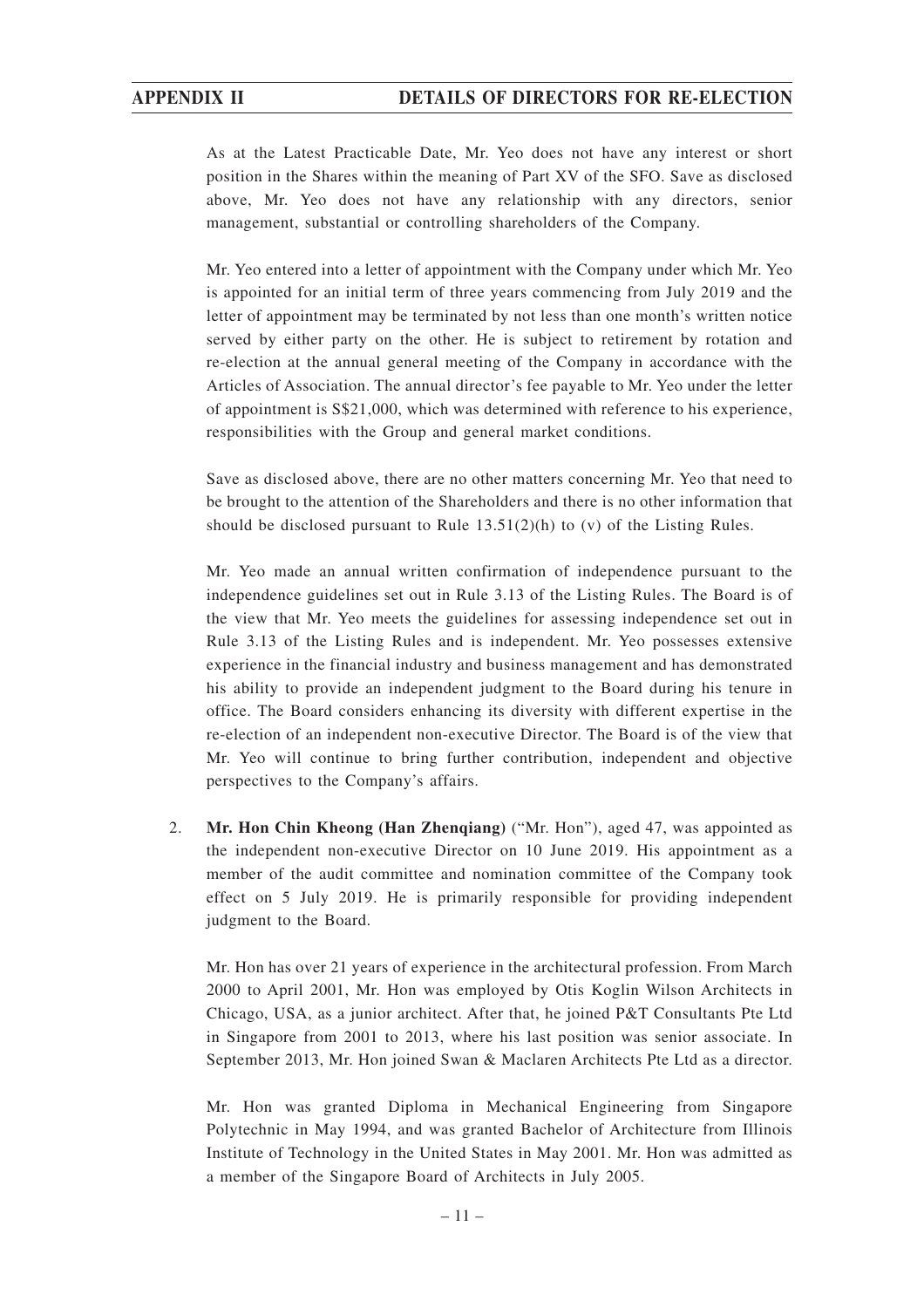As at the Latest Practicable Date, Mr. Yeo does not have any interest or short position in the Shares within the meaning of Part XV of the SFO. Save as disclosed above, Mr. Yeo does not have any relationship with any directors, senior management, substantial or controlling shareholders of the Company.

Mr. Yeo entered into a letter of appointment with the Company under which Mr. Yeo is appointed for an initial term of three years commencing from July 2019 and the letter of appointment may be terminated by not less than one month's written notice served by either party on the other. He is subject to retirement by rotation and re-election at the annual general meeting of the Company in accordance with the Articles of Association. The annual director's fee payable to Mr. Yeo under the letter of appointment is S$21,000, which was determined with reference to his experience, responsibilities with the Group and general market conditions.

Save as disclosed above, there are no other matters concerning Mr. Yeo that need to be brought to the attention of the Shareholders and there is no other information that should be disclosed pursuant to Rule 13.51(2)(h) to (v) of the Listing Rules.

Mr. Yeo made an annual written confirmation of independence pursuant to the independence guidelines set out in Rule 3.13 of the Listing Rules. The Board is of the view that Mr. Yeo meets the guidelines for assessing independence set out in Rule 3.13 of the Listing Rules and is independent. Mr. Yeo possesses extensive experience in the financial industry and business management and has demonstrated his ability to provide an independent judgment to the Board during his tenure in office. The Board considers enhancing its diversity with different expertise in the re-election of an independent non-executive Director. The Board is of the view that Mr. Yeo will continue to bring further contribution, independent and objective perspectives to the Company's affairs.

2. **Mr. Hon Chin Kheong (Han Zhenqiang)** ("Mr. Hon"), aged 47, was appointed as the independent non-executive Director on 10 June 2019. His appointment as a member of the audit committee and nomination committee of the Company took effect on 5 July 2019. He is primarily responsible for providing independent judgment to the Board.

   Mr. Hon has over 21 years of experience in the architectural profession. From March 2000 to April 2001, Mr. Hon was employed by Otis Koglin Wilson Architects in Chicago, USA, as a junior architect. After that, he joined P&T Consultants Pte Ltd in Singapore from 2001 to 2013, where his last position was senior associate. In September 2013, Mr. Hon joined Swan & Maclaren Architects Pte Ltd as a director.

   Mr. Hon was granted Diploma in Mechanical Engineering from Singapore Polytechnic in May 1994, and was granted Bachelor of Architecture from Illinois Institute of Technology in the United States in May 2001. Mr. Hon was admitted as a member of the Singapore Board of Architects in July 2005.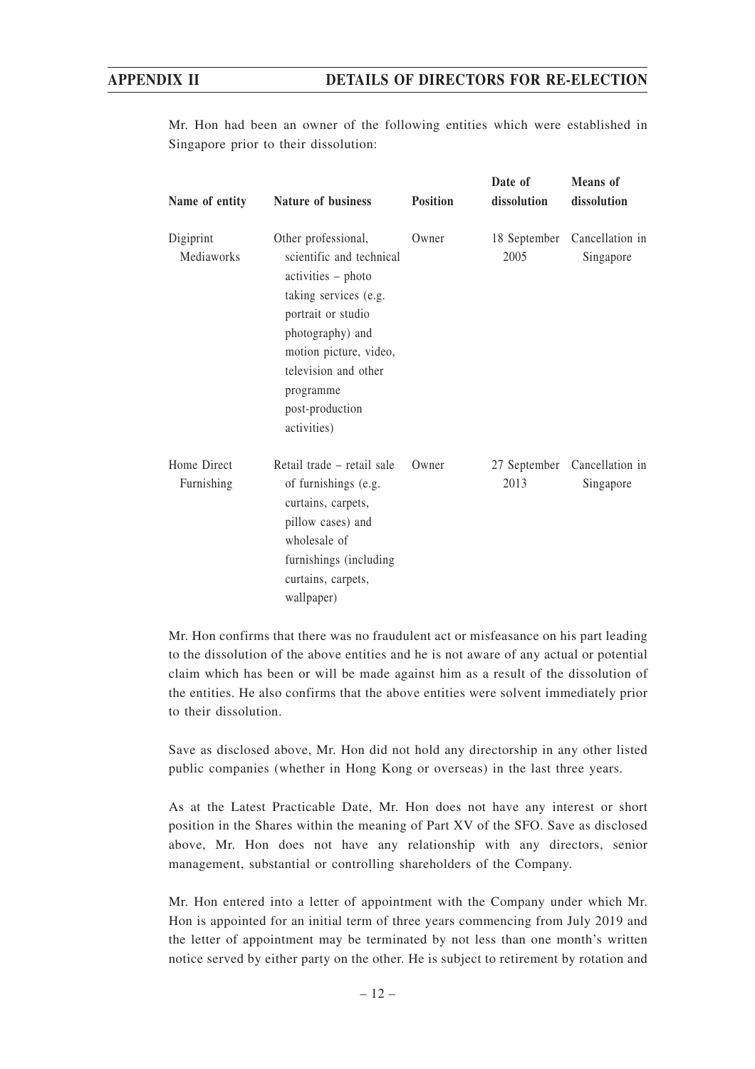Mr. Hon had been an owner of the following entities which were established in Singapore prior to their dissolution:

| Name of entity | Nature of business | Position | Date of dissolution | Means of dissolution |
|---|---|---|---|---|
| Digiprint Mediaworks | Other professional, scientific and technical activities – photo taking services (e.g. portrait or studio photography) and motion picture, video, television and other programme post-production activities) | Owner | 18 September 2005 | Cancellation in Singapore |
| Home Direct Furnishing | Retail trade – retail sale of furnishings (e.g. curtains, carpets, pillow cases) and wholesale of furnishings (including curtains, carpets, wallpaper) | Owner | 27 September 2013 | Cancellation in Singapore |

Mr. Hon confirms that there was no fraudulent act or misfeasance on his part leading to the dissolution of the above entities and he is not aware of any actual or potential claim which has been or will be made against him as a result of the dissolution of the entities. He also confirms that the above entities were solvent immediately prior to their dissolution.

Save as disclosed above, Mr. Hon did not hold any directorship in any other listed public companies (whether in Hong Kong or overseas) in the last three years.

As at the Latest Practicable Date, Mr. Hon does not have any interest or short position in the Shares within the meaning of Part XV of the SFO. Save as disclosed above, Mr. Hon does not have any relationship with any directors, senior management, substantial or controlling shareholders of the Company.

Mr. Hon entered into a letter of appointment with the Company under which Mr. Hon is appointed for an initial term of three years commencing from July 2019 and the letter of appointment may be terminated by not less than one month's written notice served by either party on the other. He is subject to retirement by rotation and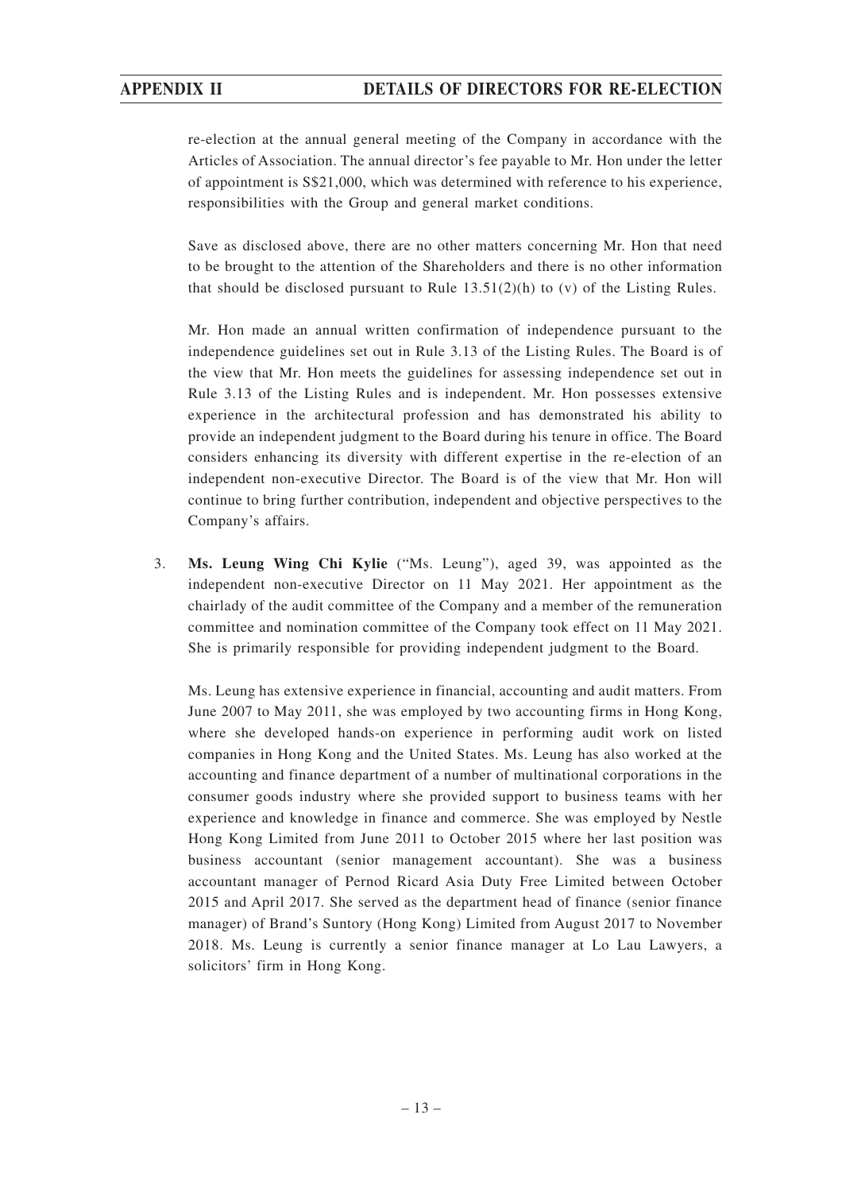re-election at the annual general meeting of the Company in accordance with the Articles of Association. The annual director's fee payable to Mr. Hon under the letter of appointment is S$21,000, which was determined with reference to his experience, responsibilities with the Group and general market conditions.

Save as disclosed above, there are no other matters concerning Mr. Hon that need to be brought to the attention of the Shareholders and there is no other information that should be disclosed pursuant to Rule 13.51(2)(h) to (v) of the Listing Rules.

Mr. Hon made an annual written confirmation of independence pursuant to the independence guidelines set out in Rule 3.13 of the Listing Rules. The Board is of the view that Mr. Hon meets the guidelines for assessing independence set out in Rule 3.13 of the Listing Rules and is independent. Mr. Hon possesses extensive experience in the architectural profession and has demonstrated his ability to provide an independent judgment to the Board during his tenure in office. The Board considers enhancing its diversity with different expertise in the re-election of an independent non-executive Director. The Board is of the view that Mr. Hon will continue to bring further contribution, independent and objective perspectives to the Company's affairs.

3. **Ms. Leung Wing Chi Kylie** ("Ms. Leung"), aged 39, was appointed as the independent non-executive Director on 11 May 2021. Her appointment as the chairlady of the audit committee of the Company and a member of the remuneration committee and nomination committee of the Company took effect on 11 May 2021. She is primarily responsible for providing independent judgment to the Board.

   Ms. Leung has extensive experience in financial, accounting and audit matters. From June 2007 to May 2011, she was employed by two accounting firms in Hong Kong, where she developed hands-on experience in performing audit work on listed companies in Hong Kong and the United States. Ms. Leung has also worked at the accounting and finance department of a number of multinational corporations in the consumer goods industry where she provided support to business teams with her experience and knowledge in finance and commerce. She was employed by Nestle Hong Kong Limited from June 2011 to October 2015 where her last position was business accountant (senior management accountant). She was a business accountant manager of Pernod Ricard Asia Duty Free Limited between October 2015 and April 2017. She served as the department head of finance (senior finance manager) of Brand's Suntory (Hong Kong) Limited from August 2017 to November 2018. Ms. Leung is currently a senior finance manager at Lo Lau Lawyers, a solicitors' firm in Hong Kong.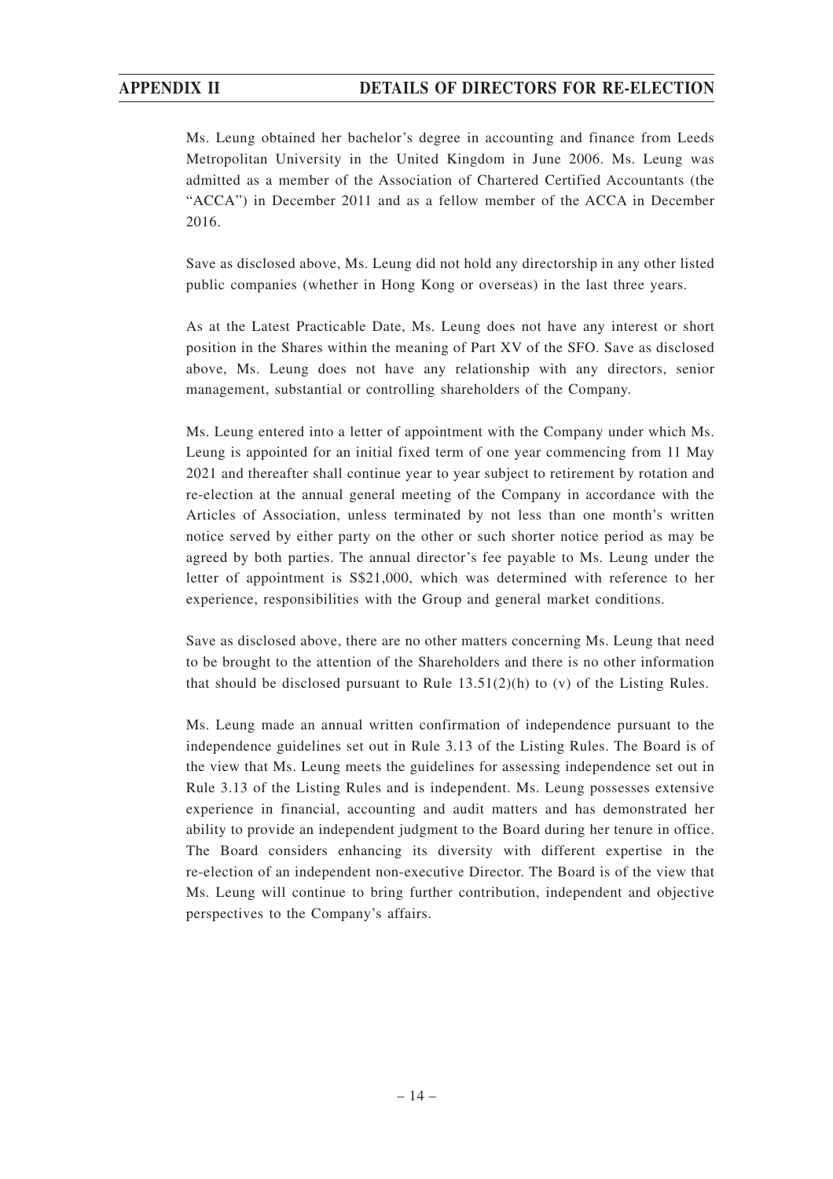Ms. Leung obtained her bachelor's degree in accounting and finance from Leeds Metropolitan University in the United Kingdom in June 2006. Ms. Leung was admitted as a member of the Association of Chartered Certified Accountants (the "ACCA") in December 2011 and as a fellow member of the ACCA in December 2016.

Save as disclosed above, Ms. Leung did not hold any directorship in any other listed public companies (whether in Hong Kong or overseas) in the last three years.

As at the Latest Practicable Date, Ms. Leung does not have any interest or short position in the Shares within the meaning of Part XV of the SFO. Save as disclosed above, Ms. Leung does not have any relationship with any directors, senior management, substantial or controlling shareholders of the Company.

Ms. Leung entered into a letter of appointment with the Company under which Ms. Leung is appointed for an initial fixed term of one year commencing from 11 May 2021 and thereafter shall continue year to year subject to retirement by rotation and re-election at the annual general meeting of the Company in accordance with the Articles of Association, unless terminated by not less than one month's written notice served by either party on the other or such shorter notice period as may be agreed by both parties. The annual director's fee payable to Ms. Leung under the letter of appointment is S$21,000, which was determined with reference to her experience, responsibilities with the Group and general market conditions.

Save as disclosed above, there are no other matters concerning Ms. Leung that need to be brought to the attention of the Shareholders and there is no other information that should be disclosed pursuant to Rule 13.51(2)(h) to (v) of the Listing Rules.

Ms. Leung made an annual written confirmation of independence pursuant to the independence guidelines set out in Rule 3.13 of the Listing Rules. The Board is of the view that Ms. Leung meets the guidelines for assessing independence set out in Rule 3.13 of the Listing Rules and is independent. Ms. Leung possesses extensive experience in financial, accounting and audit matters and has demonstrated her ability to provide an independent judgment to the Board during her tenure in office. The Board considers enhancing its diversity with different expertise in the re-election of an independent non-executive Director. The Board is of the view that Ms. Leung will continue to bring further contribution, independent and objective perspectives to the Company's affairs.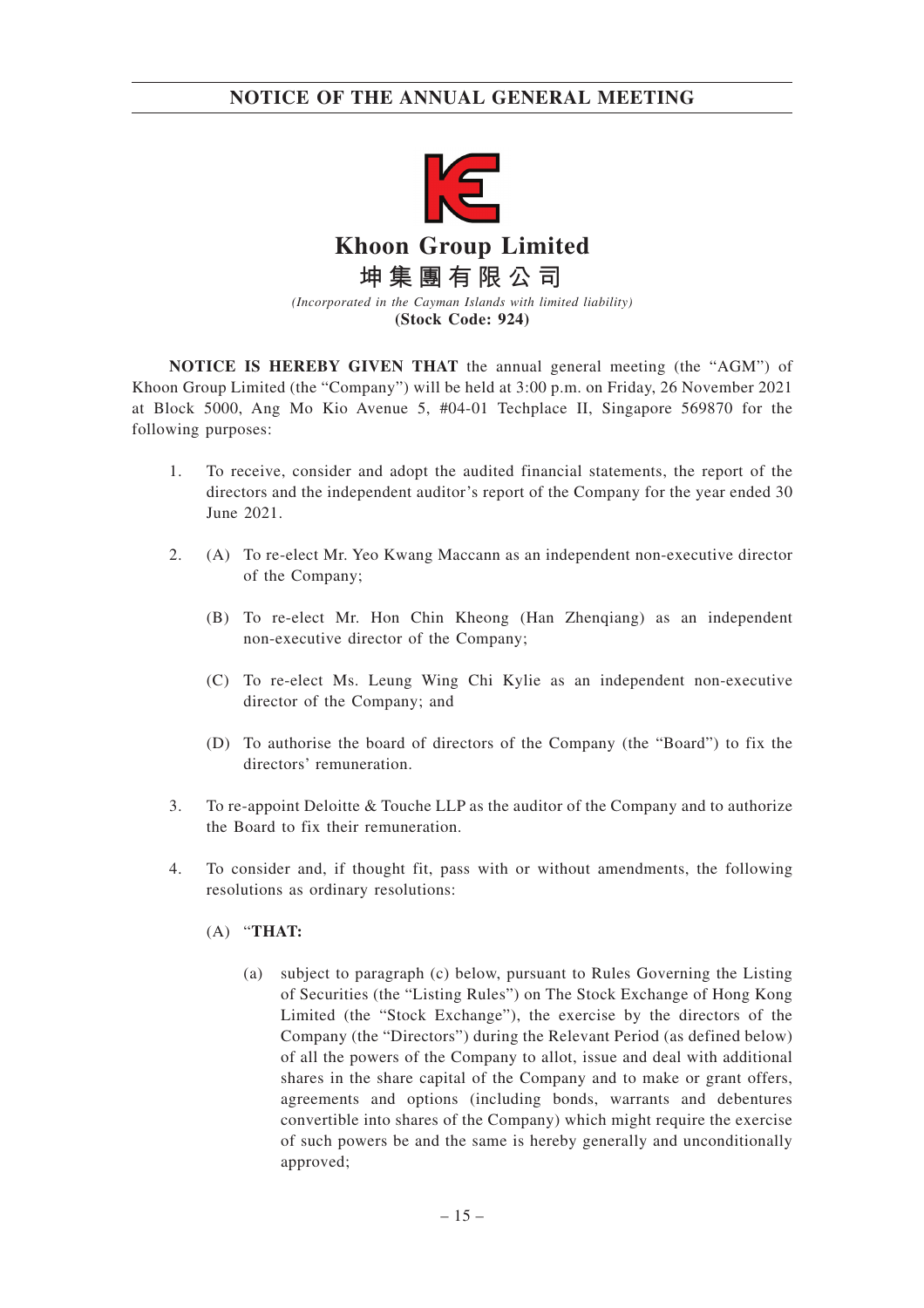# NOTICE OF THE ANNUAL GENERAL MEETING

**Khoon Group Limited**

**坤集團有限公司**

*(Incorporated in the Cayman Islands with limited liability)*

**(Stock Code: 924)**

**NOTICE IS HEREBY GIVEN THAT** the annual general meeting (the "AGM") of Khoon Group Limited (the "Company") will be held at 3:00 p.m. on Friday, 26 November 2021 at Block 5000, Ang Mo Kio Avenue 5, #04-01 Techplace II, Singapore 569870 for the following purposes:

1. To receive, consider and adopt the audited financial statements, the report of the directors and the independent auditor's report of the Company for the year ended 30 June 2021.

2. (A) To re-elect Mr. Yeo Kwang Maccann as an independent non-executive director of the Company;

   (B) To re-elect Mr. Hon Chin Kheong (Han Zhenqiang) as an independent non-executive director of the Company;

   (C) To re-elect Ms. Leung Wing Chi Kylie as an independent non-executive director of the Company; and

   (D) To authorise the board of directors of the Company (the "Board") to fix the directors' remuneration.

3. To re-appoint Deloitte & Touche LLP as the auditor of the Company and to authorize the Board to fix their remuneration.

4. To consider and, if thought fit, pass with or without amendments, the following resolutions as ordinary resolutions:

   (A) "**THAT:**

   (a) subject to paragraph (c) below, pursuant to Rules Governing the Listing of Securities (the "Listing Rules") on The Stock Exchange of Hong Kong Limited (the "Stock Exchange"), the exercise by the directors of the Company (the "Directors") during the Relevant Period (as defined below) of all the powers of the Company to allot, issue and deal with additional shares in the share capital of the Company and to make or grant offers, agreements and options (including bonds, warrants and debentures convertible into shares of the Company) which might require the exercise of such powers be and the same is hereby generally and unconditionally approved;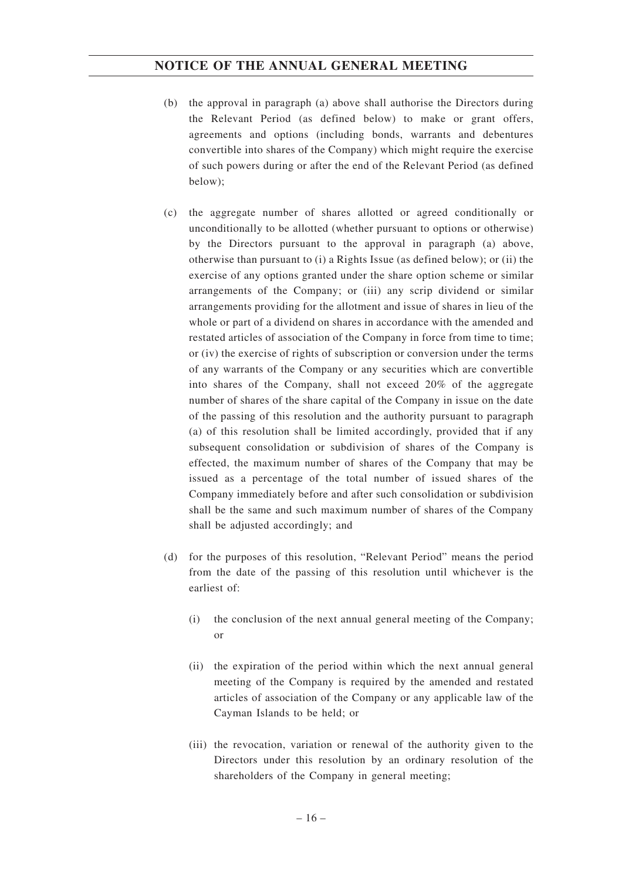(b) the approval in paragraph (a) above shall authorise the Directors during the Relevant Period (as defined below) to make or grant offers, agreements and options (including bonds, warrants and debentures convertible into shares of the Company) which might require the exercise of such powers during or after the end of the Relevant Period (as defined below);

(c) the aggregate number of shares allotted or agreed conditionally or unconditionally to be allotted (whether pursuant to options or otherwise) by the Directors pursuant to the approval in paragraph (a) above, otherwise than pursuant to (i) a Rights Issue (as defined below); or (ii) the exercise of any options granted under the share option scheme or similar arrangements of the Company; or (iii) any scrip dividend or similar arrangements providing for the allotment and issue of shares in lieu of the whole or part of a dividend on shares in accordance with the amended and restated articles of association of the Company in force from time to time; or (iv) the exercise of rights of subscription or conversion under the terms of any warrants of the Company or any securities which are convertible into shares of the Company, shall not exceed 20% of the aggregate number of shares of the share capital of the Company in issue on the date of the passing of this resolution and the authority pursuant to paragraph (a) of this resolution shall be limited accordingly, provided that if any subsequent consolidation or subdivision of shares of the Company is effected, the maximum number of shares of the Company that may be issued as a percentage of the total number of issued shares of the Company immediately before and after such consolidation or subdivision shall be the same and such maximum number of shares of the Company shall be adjusted accordingly; and

(d) for the purposes of this resolution, "Relevant Period" means the period from the date of the passing of this resolution until whichever is the earliest of:

(i) the conclusion of the next annual general meeting of the Company; or

(ii) the expiration of the period within which the next annual general meeting of the Company is required by the amended and restated articles of association of the Company or any applicable law of the Cayman Islands to be held; or

(iii) the revocation, variation or renewal of the authority given to the Directors under this resolution by an ordinary resolution of the shareholders of the Company in general meeting;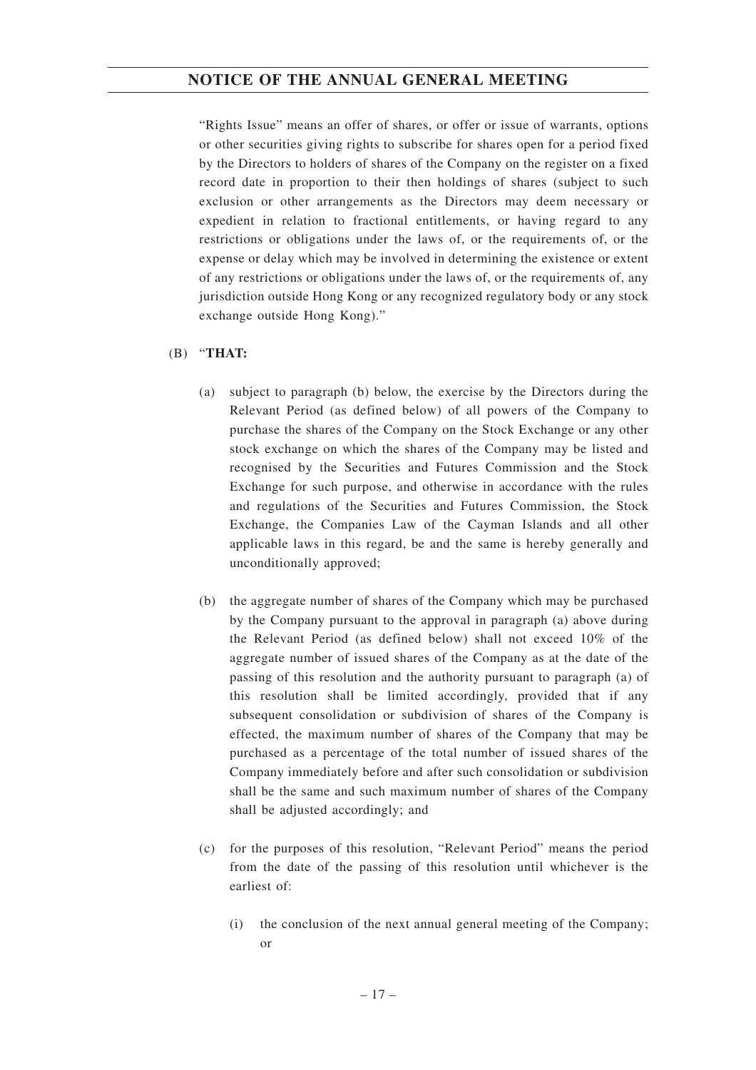"Rights Issue" means an offer of shares, or offer or issue of warrants, options or other securities giving rights to subscribe for shares open for a period fixed by the Directors to holders of shares of the Company on the register on a fixed record date in proportion to their then holdings of shares (subject to such exclusion or other arrangements as the Directors may deem necessary or expedient in relation to fractional entitlements, or having regard to any restrictions or obligations under the laws of, or the requirements of, or the expense or delay which may be involved in determining the existence or extent of any restrictions or obligations under the laws of, or the requirements of, any jurisdiction outside Hong Kong or any recognized regulatory body or any stock exchange outside Hong Kong)."

(B) "**THAT:**

(a) subject to paragraph (b) below, the exercise by the Directors during the Relevant Period (as defined below) of all powers of the Company to purchase the shares of the Company on the Stock Exchange or any other stock exchange on which the shares of the Company may be listed and recognised by the Securities and Futures Commission and the Stock Exchange for such purpose, and otherwise in accordance with the rules and regulations of the Securities and Futures Commission, the Stock Exchange, the Companies Law of the Cayman Islands and all other applicable laws in this regard, be and the same is hereby generally and unconditionally approved;

(b) the aggregate number of shares of the Company which may be purchased by the Company pursuant to the approval in paragraph (a) above during the Relevant Period (as defined below) shall not exceed 10% of the aggregate number of issued shares of the Company as at the date of the passing of this resolution and the authority pursuant to paragraph (a) of this resolution shall be limited accordingly, provided that if any subsequent consolidation or subdivision of shares of the Company is effected, the maximum number of shares of the Company that may be purchased as a percentage of the total number of issued shares of the Company immediately before and after such consolidation or subdivision shall be the same and such maximum number of shares of the Company shall be adjusted accordingly; and

(c) for the purposes of this resolution, "Relevant Period" means the period from the date of the passing of this resolution until whichever is the earliest of:

(i) the conclusion of the next annual general meeting of the Company; or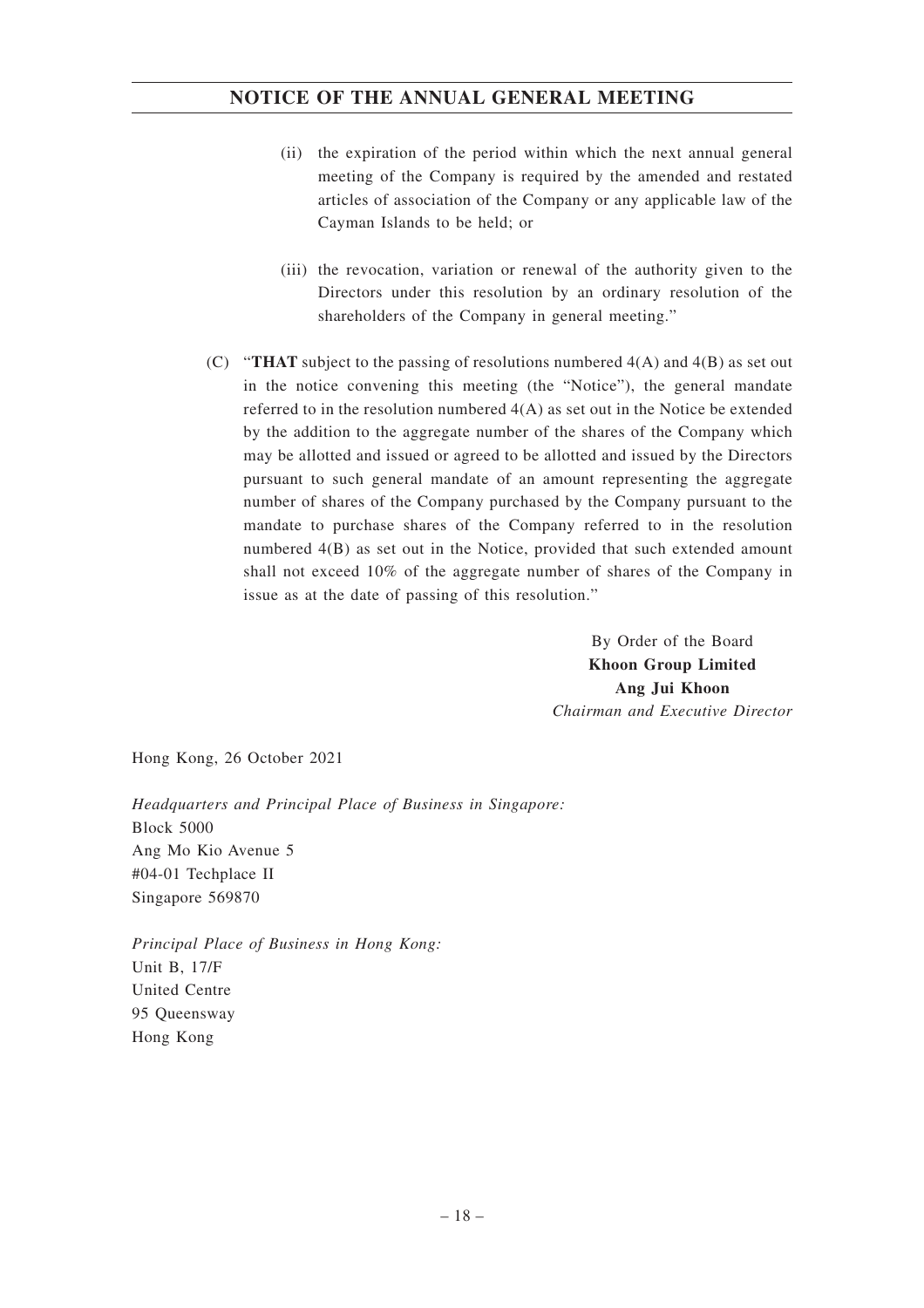(ii) the expiration of the period within which the next annual general meeting of the Company is required by the amended and restated articles of association of the Company or any applicable law of the Cayman Islands to be held; or

(iii) the revocation, variation or renewal of the authority given to the Directors under this resolution by an ordinary resolution of the shareholders of the Company in general meeting."

(C) "**THAT** subject to the passing of resolutions numbered 4(A) and 4(B) as set out in the notice convening this meeting (the "Notice"), the general mandate referred to in the resolution numbered 4(A) as set out in the Notice be extended by the addition to the aggregate number of the shares of the Company which may be allotted and issued or agreed to be allotted and issued by the Directors pursuant to such general mandate of an amount representing the aggregate number of shares of the Company purchased by the Company pursuant to the mandate to purchase shares of the Company referred to in the resolution numbered 4(B) as set out in the Notice, provided that such extended amount shall not exceed 10% of the aggregate number of shares of the Company in issue as at the date of passing of this resolution."

By Order of the Board
**Khoon Group Limited**
**Ang Jui Khoon**
*Chairman and Executive Director*

Hong Kong, 26 October 2021

*Headquarters and Principal Place of Business in Singapore:*
Block 5000
Ang Mo Kio Avenue 5
#04-01 Techplace II
Singapore 569870

*Principal Place of Business in Hong Kong:*
Unit B, 17/F
United Centre
95 Queensway
Hong Kong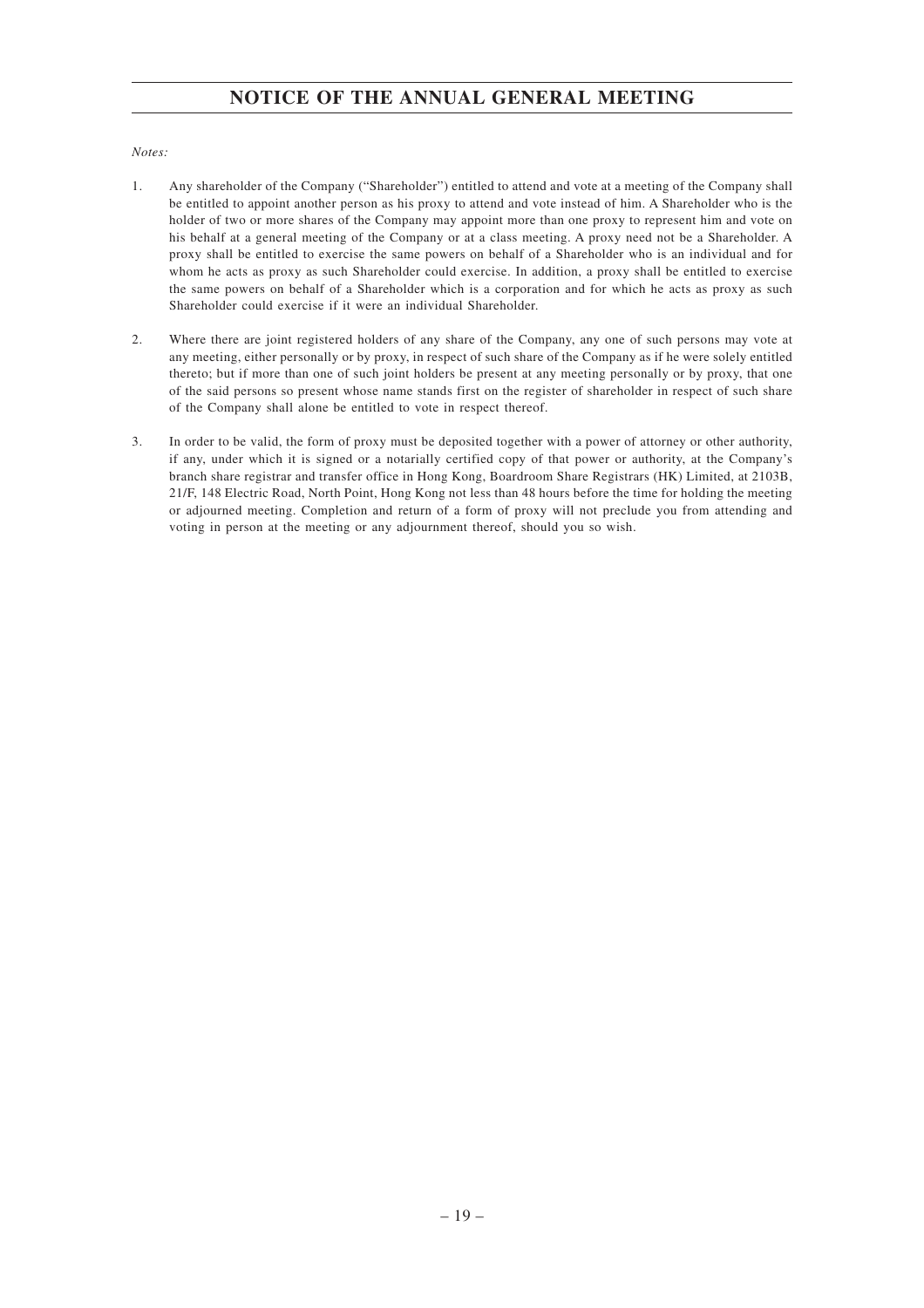# NOTICE OF THE ANNUAL GENERAL MEETING

*Notes:*

1. Any shareholder of the Company ("Shareholder") entitled to attend and vote at a meeting of the Company shall be entitled to appoint another person as his proxy to attend and vote instead of him. A Shareholder who is the holder of two or more shares of the Company may appoint more than one proxy to represent him and vote on his behalf at a general meeting of the Company or at a class meeting. A proxy need not be a Shareholder. A proxy shall be entitled to exercise the same powers on behalf of a Shareholder who is an individual and for whom he acts as proxy as such Shareholder could exercise. In addition, a proxy shall be entitled to exercise the same powers on behalf of a Shareholder which is a corporation and for which he acts as proxy as such Shareholder could exercise if it were an individual Shareholder.

2. Where there are joint registered holders of any share of the Company, any one of such persons may vote at any meeting, either personally or by proxy, in respect of such share of the Company as if he were solely entitled thereto; but if more than one of such joint holders be present at any meeting personally or by proxy, that one of the said persons so present whose name stands first on the register of shareholder in respect of such share of the Company shall alone be entitled to vote in respect thereof.

3. In order to be valid, the form of proxy must be deposited together with a power of attorney or other authority, if any, under which it is signed or a notarially certified copy of that power or authority, at the Company's branch share registrar and transfer office in Hong Kong, Boardroom Share Registrars (HK) Limited, at 2103B, 21/F, 148 Electric Road, North Point, Hong Kong not less than 48 hours before the time for holding the meeting or adjourned meeting. Completion and return of a form of proxy will not preclude you from attending and voting in person at the meeting or any adjournment thereof, should you so wish.